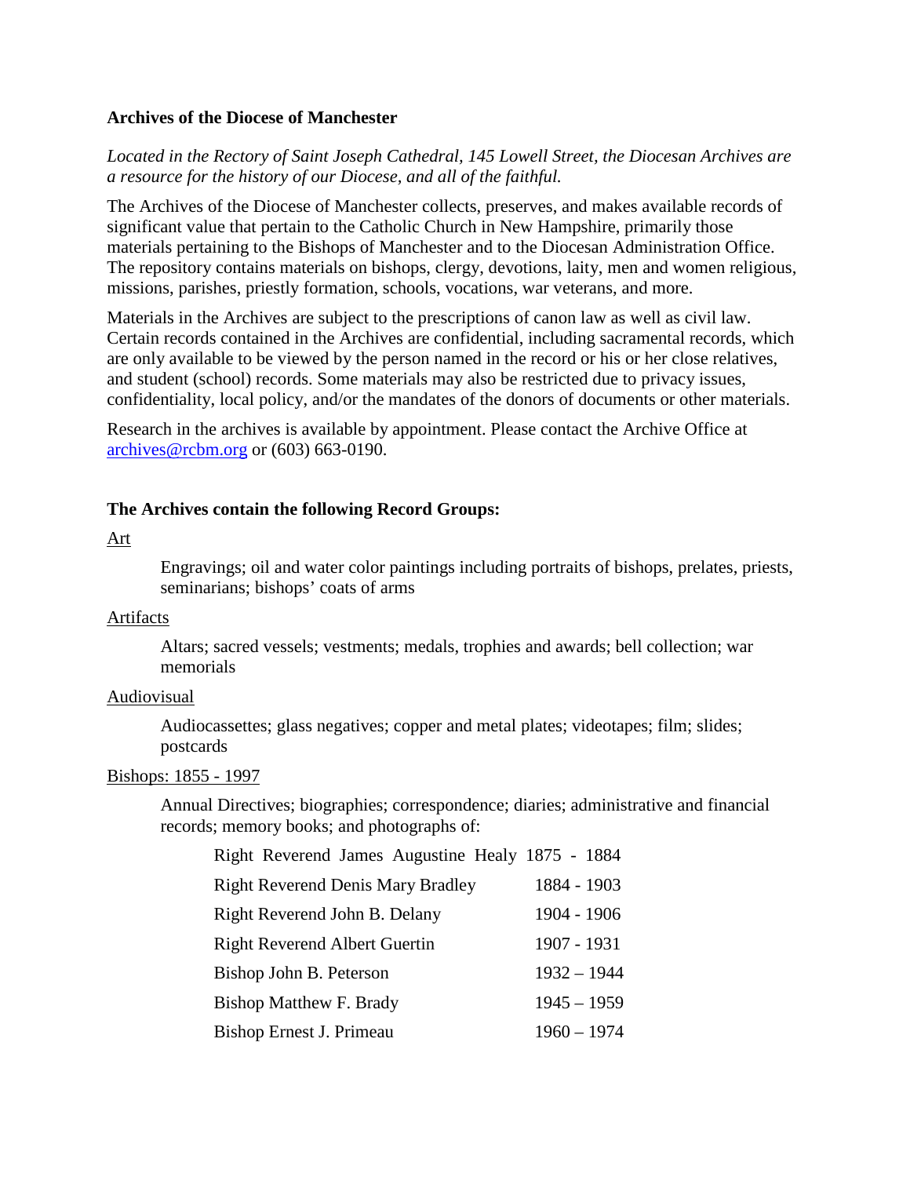**Archives of the Diocese of Manchester**

*Located in the Rectory of Saint Joseph Cathedral, 145 Lowell Street, the Diocesan Archives are a resource for the history of our Diocese, and all of the faithful.*

The Archives of the Diocese of Manchester collects, preserves, and makes available records of significant value that pertain to the Catholic Church in New Hampshire, primarily those materials pertaining to the Bishops of Manchester and to the Diocesan Administration Office. The repository contains materials on bishops, clergy, devotions, laity, men and women religious, missions, parishes, priestly formation, schools, vocations, war veterans, and more.

Materials in the Archives are subject to the prescriptions of canon law as well as civil law. Certain records contained in the Archives are confidential, including sacramental records, which are only available to be viewed by the person named in the record or his or her close relatives, and student (school) records. Some materials may also be restricted due to privacy issues, confidentiality, local policy, and/or the mandates of the donors of documents or other materials.

Research in the archives is available by appointment. Please contact the Archive Office at archives@rcbm.org or (603) 663-0190.

**The Archives contain the following Record Groups:**

Art

> Engravings; oil and water color paintings including portraits of bishops, prelates, priests, seminarians; bishops' coats of arms

Artifacts

> Altars; sacred vessels; vestments; medals, trophies and awards; bell collection; war memorials

Audiovisual

> Audiocassettes; glass negatives; copper and metal plates; videotapes; film; slides; postcards

Bishops: 1855 - 1997

> Annual Directives; biographies; correspondence; diaries; administrative and financial records; memory books; and photographs of:

| | |
|---|---|
| Right Reverend James Augustine Healy | 1875 - 1884 |
| Right Reverend Denis Mary Bradley | 1884 - 1903 |
| Right Reverend John B. Delany | 1904 - 1906 |
| Right Reverend Albert Guertin | 1907 - 1931 |
| Bishop John B. Peterson | 1932 – 1944 |
| Bishop Matthew F. Brady | 1945 – 1959 |
| Bishop Ernest J. Primeau | 1960 – 1974 |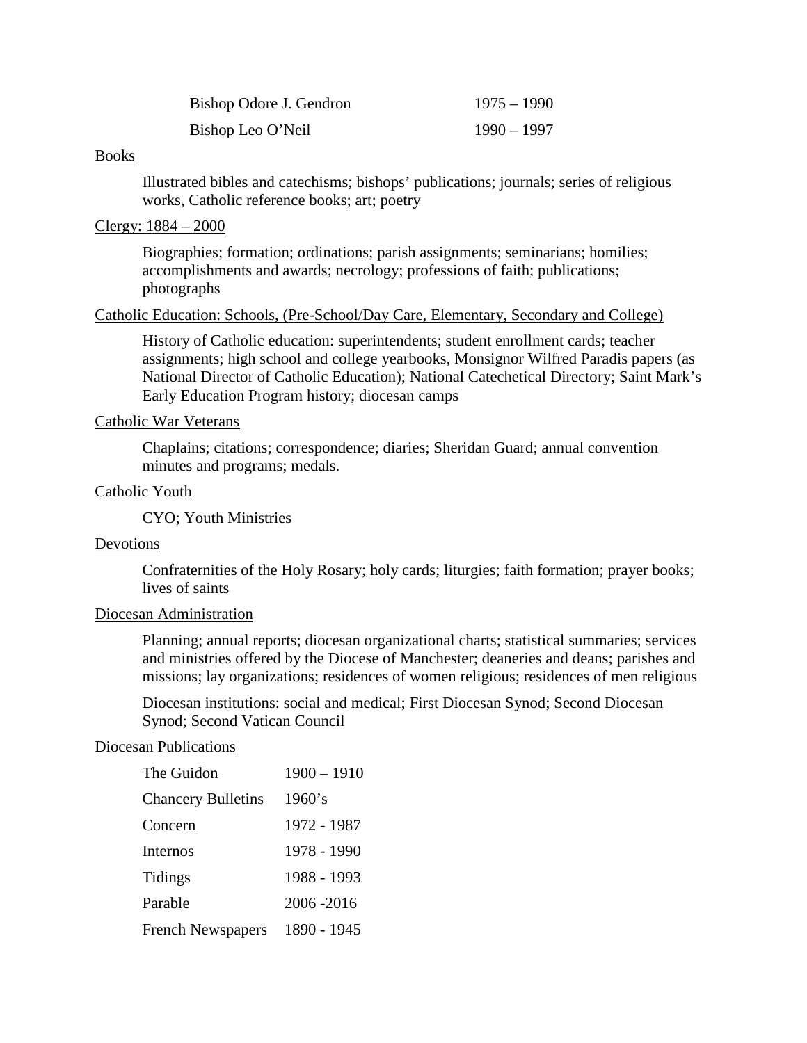| | |
|---|---|
| Bishop Odore J. Gendron | 1975 – 1990 |
| Bishop Leo O'Neil | 1990 – 1997 |

Books

Illustrated bibles and catechisms; bishops' publications; journals; series of religious works, Catholic reference books; art; poetry

Clergy: 1884 – 2000

Biographies; formation; ordinations; parish assignments; seminarians; homilies; accomplishments and awards; necrology; professions of faith; publications; photographs

Catholic Education: Schools, (Pre-School/Day Care, Elementary, Secondary and College)

History of Catholic education: superintendents; student enrollment cards; teacher assignments; high school and college yearbooks, Monsignor Wilfred Paradis papers (as National Director of Catholic Education); National Catechetical Directory; Saint Mark's Early Education Program history; diocesan camps

Catholic War Veterans

Chaplains; citations; correspondence; diaries; Sheridan Guard; annual convention minutes and programs; medals.

Catholic Youth

CYO; Youth Ministries

Devotions

Confraternities of the Holy Rosary; holy cards; liturgies; faith formation; prayer books; lives of saints

Diocesan Administration

Planning; annual reports; diocesan organizational charts; statistical summaries; services and ministries offered by the Diocese of Manchester; deaneries and deans; parishes and missions; lay organizations; residences of women religious; residences of men religious

Diocesan institutions: social and medical; First Diocesan Synod; Second Diocesan Synod; Second Vatican Council

Diocesan Publications

| | |
|---|---|
| The Guidon | 1900 – 1910 |
| Chancery Bulletins | 1960's |
| Concern | 1972 - 1987 |
| Internos | 1978 - 1990 |
| Tidings | 1988 - 1993 |
| Parable | 2006 -2016 |
| French Newspapers | 1890 - 1945 |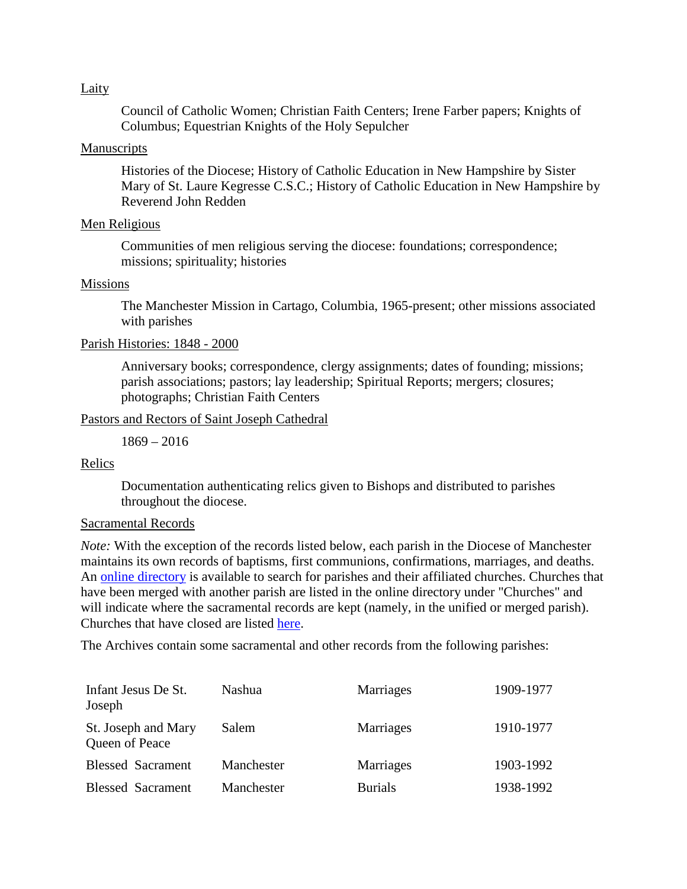Laity

> Council of Catholic Women; Christian Faith Centers; Irene Farber papers; Knights of Columbus; Equestrian Knights of the Holy Sepulcher

Manuscripts

> Histories of the Diocese; History of Catholic Education in New Hampshire by Sister Mary of St. Laure Kegresse C.S.C.; History of Catholic Education in New Hampshire by Reverend John Redden

Men Religious

> Communities of men religious serving the diocese: foundations; correspondence; missions; spirituality; histories

Missions

> The Manchester Mission in Cartago, Columbia, 1965-present; other missions associated with parishes

Parish Histories: 1848 - 2000

> Anniversary books; correspondence, clergy assignments; dates of founding; missions; parish associations; pastors; lay leadership; Spiritual Reports; mergers; closures; photographs; Christian Faith Centers

Pastors and Rectors of Saint Joseph Cathedral

> 1869 – 2016

Relics

> Documentation authenticating relics given to Bishops and distributed to parishes throughout the diocese.

Sacramental Records

*Note:* With the exception of the records listed below, each parish in the Diocese of Manchester maintains its own records of baptisms, first communions, confirmations, marriages, and deaths. An [online directory]() is available to search for parishes and their affiliated churches. Churches that have been merged with another parish are listed in the online directory under "Churches" and will indicate where the sacramental records are kept (namely, in the unified or merged parish). Churches that have closed are listed [here]().

The Archives contain some sacramental and other records from the following parishes:

| | | | |
|---|---|---|---|
| Infant Jesus De St. Joseph | Nashua | Marriages | 1909-1977 |
| St. Joseph and Mary Queen of Peace | Salem | Marriages | 1910-1977 |
| Blessed Sacrament | Manchester | Marriages | 1903-1992 |
| Blessed Sacrament | Manchester | Burials | 1938-1992 |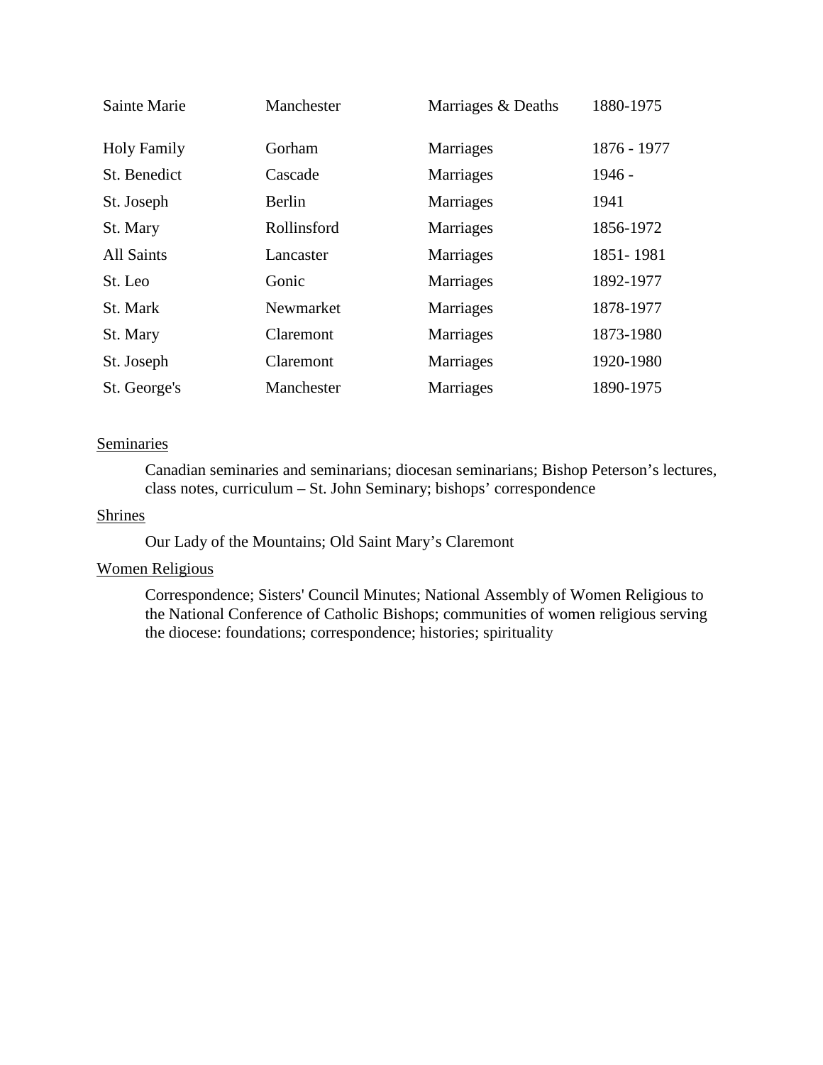| | | | |
|---|---|---|---|
| Sainte Marie | Manchester | Marriages & Deaths | 1880-1975 |
| Holy Family | Gorham | Marriages | 1876 - 1977 |
| St. Benedict | Cascade | Marriages | 1946 - |
| St. Joseph | Berlin | Marriages | 1941 |
| St. Mary | Rollinsford | Marriages | 1856-1972 |
| All Saints | Lancaster | Marriages | 1851- 1981 |
| St. Leo | Gonic | Marriages | 1892-1977 |
| St. Mark | Newmarket | Marriages | 1878-1977 |
| St. Mary | Claremont | Marriages | 1873-1980 |
| St. Joseph | Claremont | Marriages | 1920-1980 |
| St. George's | Manchester | Marriages | 1890-1975 |

<u>Seminaries</u>

Canadian seminaries and seminarians; diocesan seminarians; Bishop Peterson's lectures, class notes, curriculum – St. John Seminary; bishops' correspondence

<u>Shrines</u>

Our Lady of the Mountains; Old Saint Mary's Claremont

<u>Women Religious</u>

Correspondence; Sisters' Council Minutes; National Assembly of Women Religious to the National Conference of Catholic Bishops; communities of women religious serving the diocese: foundations; correspondence; histories; spirituality